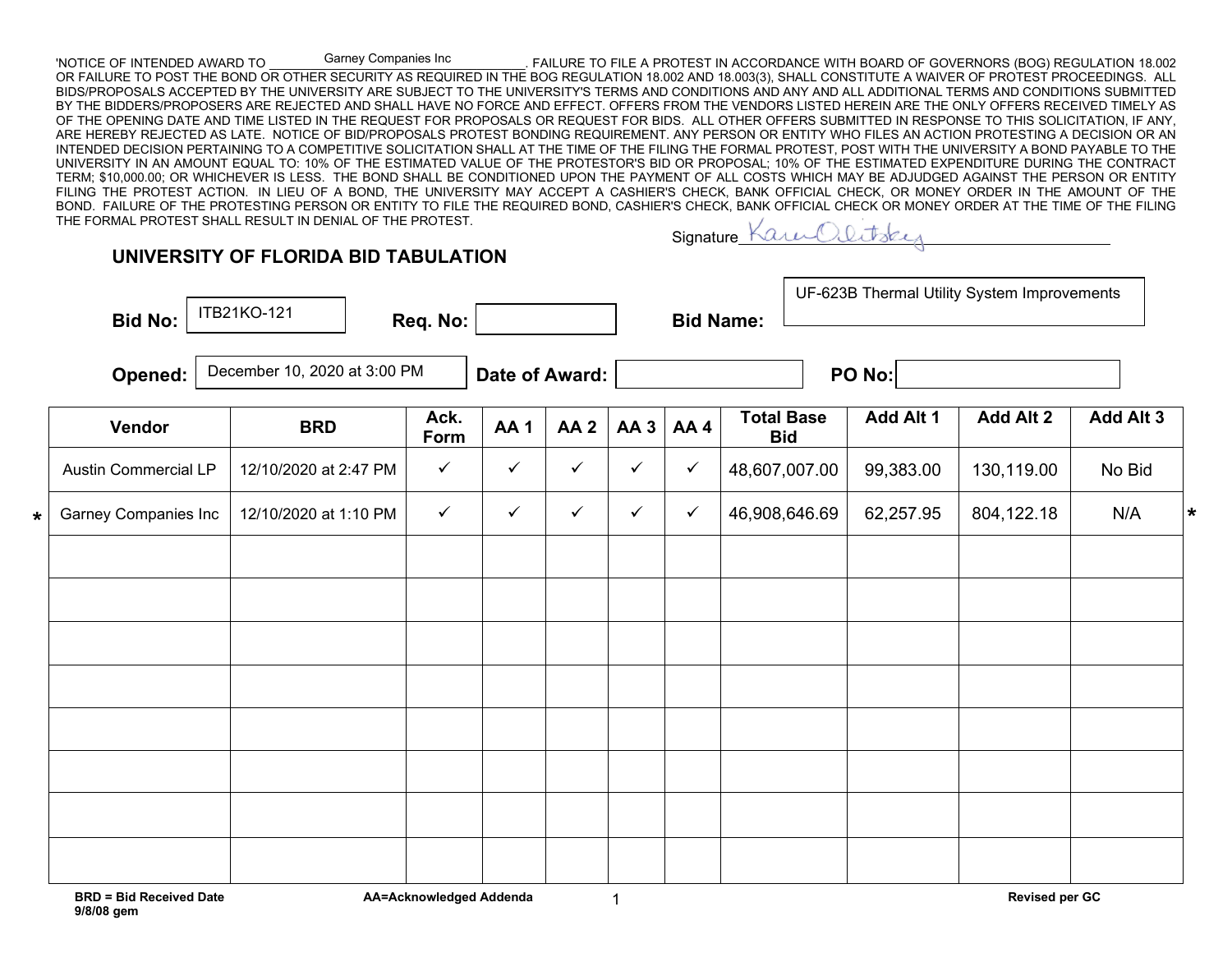'NOTICE OF INTENDED AWARD TO Garney Companies Inc. FAILURE TO FILE A PROTEST IN ACCORDANCE WITH BOARD OF GOVERNORS (BOG) REGULATION 18.002 OR FAILURE TO POST THE BOND OR OTHER SECURITY AS REQUIRED IN THE BOG REGULATION 18.002 AND 18.003(3), SHALL CONSTITUTE A WAIVER OF PROTEST PROCEEDINGS. ALL BIDS/PROPOSALS ACCEPTED BY THE UNIVERSITY ARE SUBJECT TO THE UNIVERSITY'S TERMS AND CONDITIONS AND ANY AND ALL ADDITIONAL TERMS AND CONDITIONS SUBMITTED BY THE BIDDERS/PROPOSERS ARE REJECTED AND SHALL HAVE NO FORCE AND EFFECT. OFFERS FROM THE VENDORS LISTED HEREIN ARE THE ONLY OFFERS RECEIVED TIMELY AS OF THE OPENING DATE AND TIME LISTED IN THE REQUEST FOR PROPOSALS OR REQUEST FOR BIDS. ALL OTHER OFFERS SUBMITTED IN RESPONSE TO THIS SOLICITATION, IF ANY, ARE HEREBY REJECTED AS LATE. NOTICE OF BID/PROPOSALS PROTEST BONDING REQUIREMENT. ANY PERSON OR ENTITY WHO FILES AN ACTION PROTESTING A DECISION OR AN INTENDED DECISION PERTAINING TO A COMPETITIVE SOLICITATION SHALL AT THE TIME OF THE FILING THE FORMAL PROTEST, POST WITH THE UNIVERSITY A BOND PAYABLE TO THE UNIVERSITY IN AN AMOUNT EQUAL TO: 10% OF THE ESTIMATED VALUE OF THE PROTESTOR'S BID OR PROPOSAL; 10% OF THE ESTIMATED EXPENDITURE DURING THE CONTRACT TERM; $10,000.00; OR WHICHEVER IS LESS. THE BOND SHALL BE CONDITIONED UPON THE PAYMENT OF ALL COSTS WHICH MAY BE ADJUDGED AGAINST THE PERSON OR ENTITY FILING THE PROTEST ACTION. IN LIEU OF A BOND, THE UNIVERSITY MAY ACCEPT A CASHIER'S CHECK, BANK OFFICIAL CHECK, OR MONEY ORDER IN THE AMOUNT OF THE BOND. FAILURE OF THE PROTESTING PERSON OR ENTITY TO FILE THE REQUIRED BOND, CASHIER'S CHECK, BANK OFFICIAL CHECK OR MONEY ORDER AT THE TIME OF THE FILING THE FORMAL PROTEST SHALL RESULT IN DENIAL OF THE PROTEST.

Signature Karen Olitsky

## UNIVERSITY OF FLORIDA BID TABULATION

**Bid No:** ITB21KO-121 **Req. No:** **Bid Name:** UF-623B Thermal Utility System Improvements

**Opened:** December 10, 2020 at 3:00 PM **Date of Award:** **PO No:**

| Vendor | BRD | Ack. Form | AA 1 | AA 2 | AA 3 | AA 4 | Total Base Bid | Add Alt 1 | Add Alt 2 | Add Alt 3 |
|---|---|---|---|---|---|---|---|---|---|---|
| Austin Commercial LP | 12/10/2020 at 2:47 PM | ✓ | ✓ | ✓ | ✓ | ✓ | 48,607,007.00 | 99,383.00 | 130,119.00 | No Bid |
| * Garney Companies Inc | 12/10/2020 at 1:10 PM | ✓ | ✓ | ✓ | ✓ | ✓ | 46,908,646.69 | 62,257.95 | 804,122.18 | N/A * |
| | | | | | | | | | | |
| | | | | | | | | | | |
| | | | | | | | | | | |
| | | | | | | | | | | |
| | | | | | | | | | | |
| | | | | | | | | | | |
| | | | | | | | | | | |
| | | | | | | | | | | |

**BRD = Bid Received Date** **AA=Acknowledged Addenda** **Revised per GC**

**9/8/08 gem**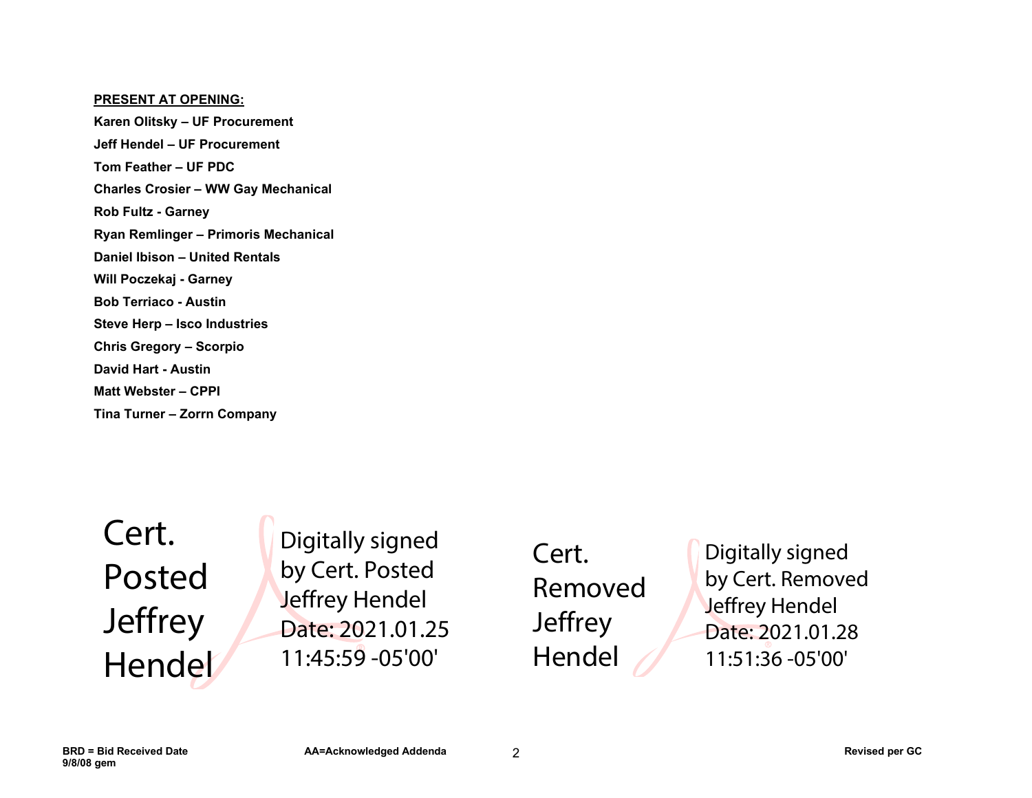**PRESENT AT OPENING:**

**Karen Olitsky – UF Procurement**

**Jeff Hendel – UF Procurement**

**Tom Feather – UF PDC**

**Charles Crosier – WW Gay Mechanical**

**Rob Fultz - Garney**

**Ryan Remlinger – Primoris Mechanical**

**Daniel Ibison – United Rentals**

**Will Poczekaj - Garney**

**Bob Terriaco - Austin**

**Steve Herp – Isco Industries**

**Chris Gregory – Scorpio**

**David Hart - Austin**

**Matt Webster – CPPI**

**Tina Turner – Zorrn Company**

Cert. Posted Jeffrey Hendel

Digitally signed by Cert. Posted Jeffrey Hendel
Date: 2021.01.25 11:45:59 -05'00'

Cert. Removed Jeffrey Hendel

Digitally signed by Cert. Removed Jeffrey Hendel
Date: 2021.01.28 11:51:36 -05'00'

**BRD = Bid Received Date**
**9/8/08 gem**

**AA=Acknowledged Addenda**

**Revised per GC**